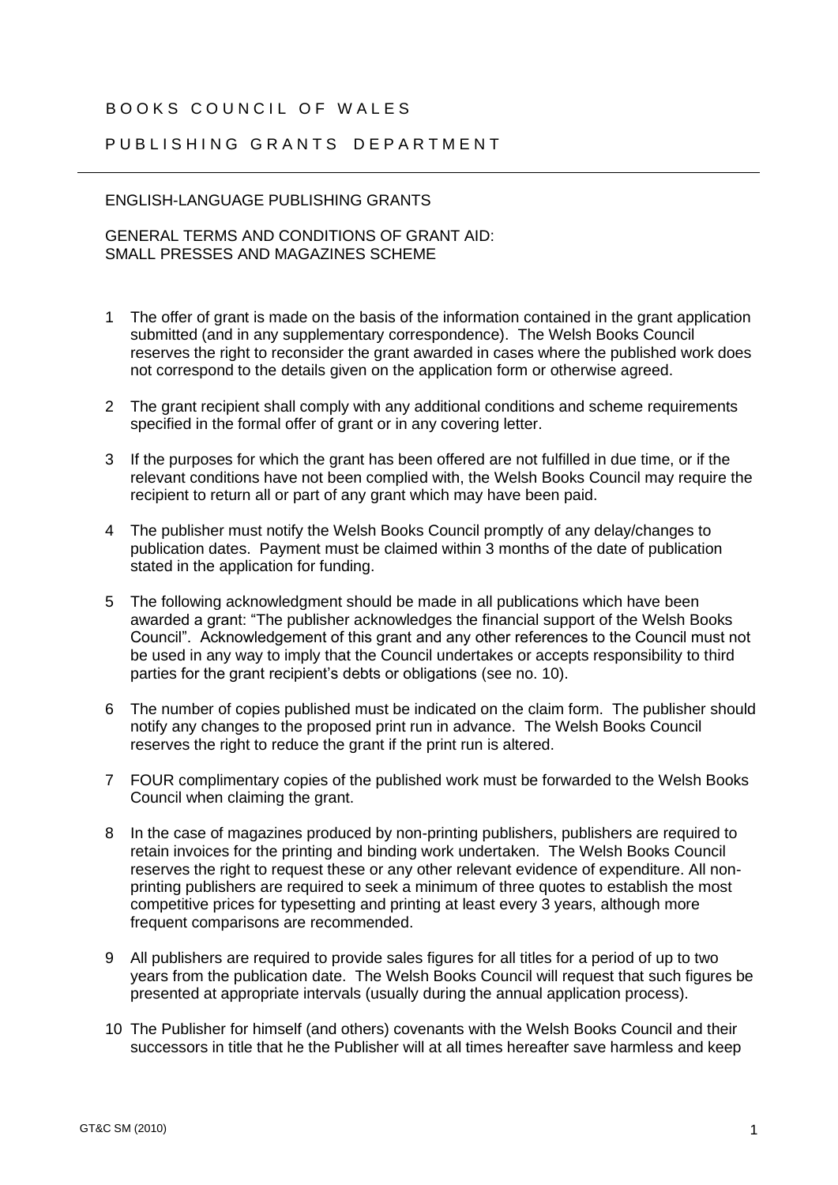# BOOKS COUNCIL OF WALES

## PUBLISHING GRANTS DEPARTMENT

---

ENGLISH-LANGUAGE PUBLISHING GRANTS

GENERAL TERMS AND CONDITIONS OF GRANT AID:
SMALL PRESSES AND MAGAZINES SCHEME

1. The offer of grant is made on the basis of the information contained in the grant application submitted (and in any supplementary correspondence). The Welsh Books Council reserves the right to reconsider the grant awarded in cases where the published work does not correspond to the details given on the application form or otherwise agreed.

2. The grant recipient shall comply with any additional conditions and scheme requirements specified in the formal offer of grant or in any covering letter.

3. If the purposes for which the grant has been offered are not fulfilled in due time, or if the relevant conditions have not been complied with, the Welsh Books Council may require the recipient to return all or part of any grant which may have been paid.

4. The publisher must notify the Welsh Books Council promptly of any delay/changes to publication dates. Payment must be claimed within 3 months of the date of publication stated in the application for funding.

5. The following acknowledgment should be made in all publications which have been awarded a grant: "The publisher acknowledges the financial support of the Welsh Books Council". Acknowledgement of this grant and any other references to the Council must not be used in any way to imply that the Council undertakes or accepts responsibility to third parties for the grant recipient's debts or obligations (see no. 10).

6. The number of copies published must be indicated on the claim form. The publisher should notify any changes to the proposed print run in advance. The Welsh Books Council reserves the right to reduce the grant if the print run is altered.

7. FOUR complimentary copies of the published work must be forwarded to the Welsh Books Council when claiming the grant.

8. In the case of magazines produced by non-printing publishers, publishers are required to retain invoices for the printing and binding work undertaken. The Welsh Books Council reserves the right to request these or any other relevant evidence of expenditure. All non-printing publishers are required to seek a minimum of three quotes to establish the most competitive prices for typesetting and printing at least every 3 years, although more frequent comparisons are recommended.

9. All publishers are required to provide sales figures for all titles for a period of up to two years from the publication date. The Welsh Books Council will request that such figures be presented at appropriate intervals (usually during the annual application process).

10. The Publisher for himself (and others) covenants with the Welsh Books Council and their successors in title that he the Publisher will at all times hereafter save harmless and keep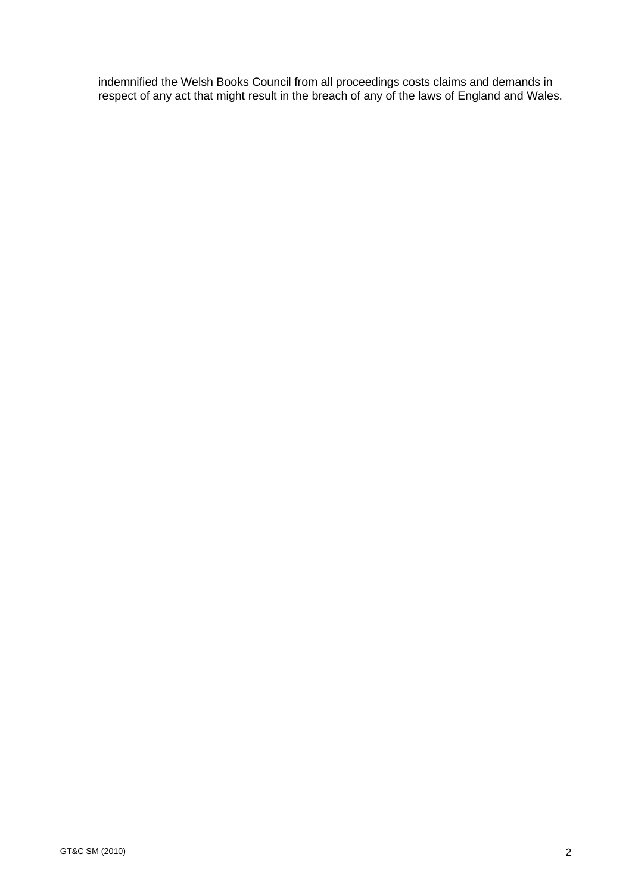indemnified the Welsh Books Council from all proceedings costs claims and demands in respect of any act that might result in the breach of any of the laws of England and Wales.